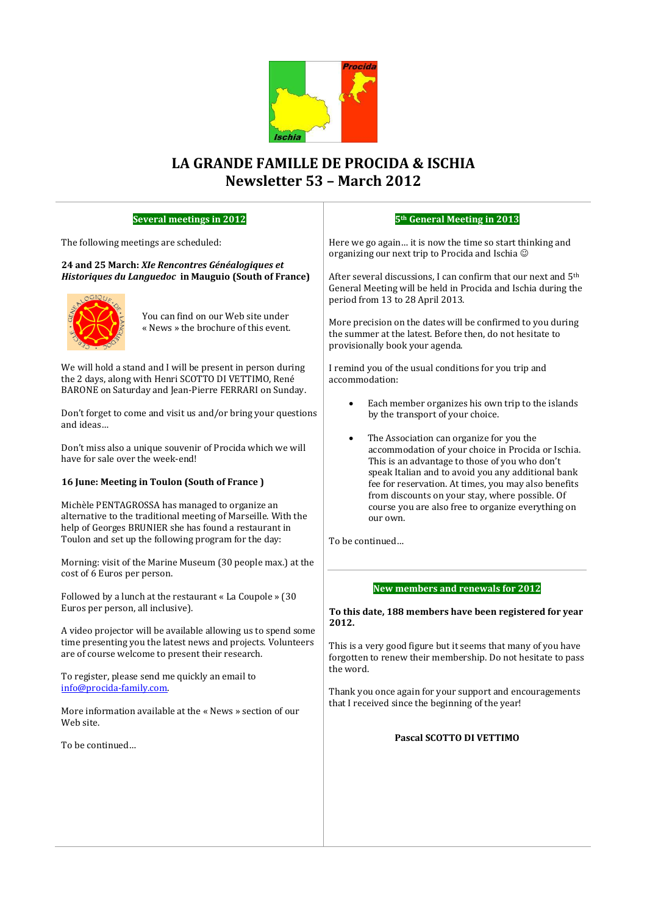# LA GRANDE FAMILLE DE PROCIDA & ISCHIA
## Newsletter 53 – March 2012

### Several meetings in 2012

The following meetings are scheduled:

**24 and 25 March: *XIe Rencontres Généalogiques et Historiques du Languedoc* in Mauguio (South of France)**

You can find on our Web site under « News » the brochure of this event.

We will hold a stand and I will be present in person during the 2 days, along with Henri SCOTTO DI VETTIMO, René BARONE on Saturday and Jean-Pierre FERRARI on Sunday.

Don't forget to come and visit us and/or bring your questions and ideas…

Don't miss also a unique souvenir of Procida which we will have for sale over the week-end!

**16 June: Meeting in Toulon (South of France )**

Michèle PENTAGROSSA has managed to organize an alternative to the traditional meeting of Marseille. With the help of Georges BRUNIER she has found a restaurant in Toulon and set up the following program for the day:

Morning: visit of the Marine Museum (30 people max.) at the cost of 6 Euros per person.

Followed by a lunch at the restaurant « La Coupole » (30 Euros per person, all inclusive).

A video projector will be available allowing us to spend some time presenting you the latest news and projects. Volunteers are of course welcome to present their research.

To register, please send me quickly an email to info@procida-family.com.

More information available at the « News » section of our Web site.

To be continued…

### 5th General Meeting in 2013

Here we go again… it is now the time so start thinking and organizing our next trip to Procida and Ischia ☺

After several discussions, I can confirm that our next and 5th General Meeting will be held in Procida and Ischia during the period from 13 to 28 April 2013.

More precision on the dates will be confirmed to you during the summer at the latest. Before then, do not hesitate to provisionally book your agenda.

I remind you of the usual conditions for you trip and accommodation:

- Each member organizes his own trip to the islands by the transport of your choice.
- The Association can organize for you the accommodation of your choice in Procida or Ischia. This is an advantage to those of you who don't speak Italian and to avoid you any additional bank fee for reservation. At times, you may also benefits from discounts on your stay, where possible. Of course you are also free to organize everything on our own.

To be continued…

### New members and renewals for 2012

**To this date, 188 members have been registered for year 2012.**

This is a very good figure but it seems that many of you have forgotten to renew their membership. Do not hesitate to pass the word.

Thank you once again for your support and encouragements that I received since the beginning of the year!

**Pascal SCOTTO DI VETTIMO**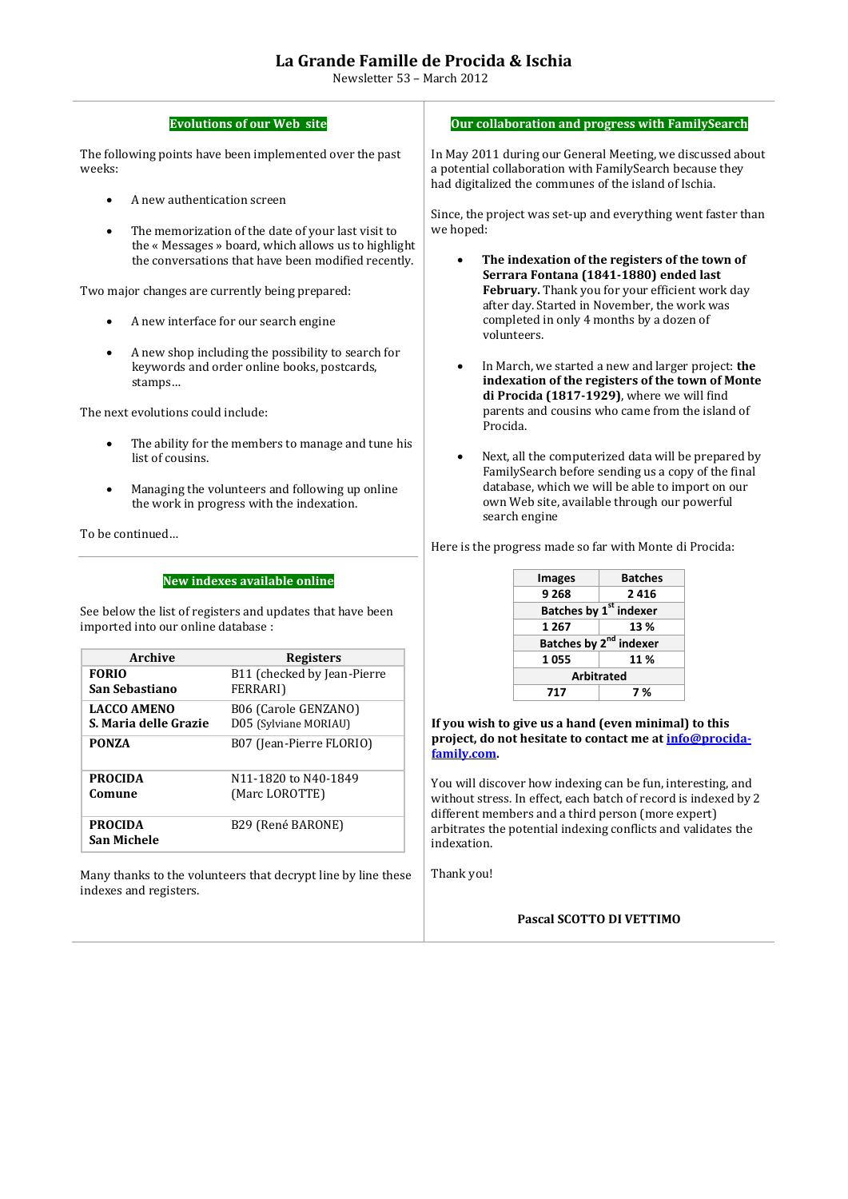# La Grande Famille de Procida & Ischia

Newsletter 53 – March 2012

## Evolutions of our Web site

The following points have been implemented over the past weeks:

- A new authentication screen
- The memorization of the date of your last visit to the « Messages » board, which allows us to highlight the conversations that have been modified recently.

Two major changes are currently being prepared:

- A new interface for our search engine
- A new shop including the possibility to search for keywords and order online books, postcards, stamps…

The next evolutions could include:

- The ability for the members to manage and tune his list of cousins.
- Managing the volunteers and following up online the work in progress with the indexation.

To be continued…

## New indexes available online

See below the list of registers and updates that have been imported into our online database :

| Archive | Registers |
|---|---|
| **FORIO San Sebastiano** | B11 (checked by Jean-Pierre FERRARI) |
| **LACCO AMENO S. Maria delle Grazie** | B06 (Carole GENZANO) D05 (Sylviane MORIAU) |
| **PONZA** | B07 (Jean-Pierre FLORIO) |
| **PROCIDA Comune** | N11-1820 to N40-1849 (Marc LOROTTE) |
| **PROCIDA San Michele** | B29 (René BARONE) |

Many thanks to the volunteers that decrypt line by line these indexes and registers.

## Our collaboration and progress with FamilySearch

In May 2011 during our General Meeting, we discussed about a potential collaboration with FamilySearch because they had digitalized the communes of the island of Ischia.

Since, the project was set-up and everything went faster than we hoped:

- **The indexation of the registers of the town of Serrara Fontana (1841-1880) ended last February.** Thank you for your efficient work day after day. Started in November, the work was completed in only 4 months by a dozen of volunteers.
- In March, we started a new and larger project: **the indexation of the registers of the town of Monte di Procida (1817-1929)**, where we will find parents and cousins who came from the island of Procida.
- Next, all the computerized data will be prepared by FamilySearch before sending us a copy of the final database, which we will be able to import on our own Web site, available through our powerful search engine

Here is the progress made so far with Monte di Procida:

| Images | Batches |
|---|---|
| 9 268 | 2 416 |
| Batches by 1st indexer | |
| 1 267 | 13 % |
| Batches by 2nd indexer | |
| 1 055 | 11 % |
| Arbitrated | |
| 717 | 7 % |

**If you wish to give us a hand (even minimal) to this project, do not hesitate to contact me at info@procida-family.com.**

You will discover how indexing can be fun, interesting, and without stress. In effect, each batch of record is indexed by 2 different members and a third person (more expert) arbitrates the potential indexing conflicts and validates the indexation.

Thank you!

**Pascal SCOTTO DI VETTIMO**